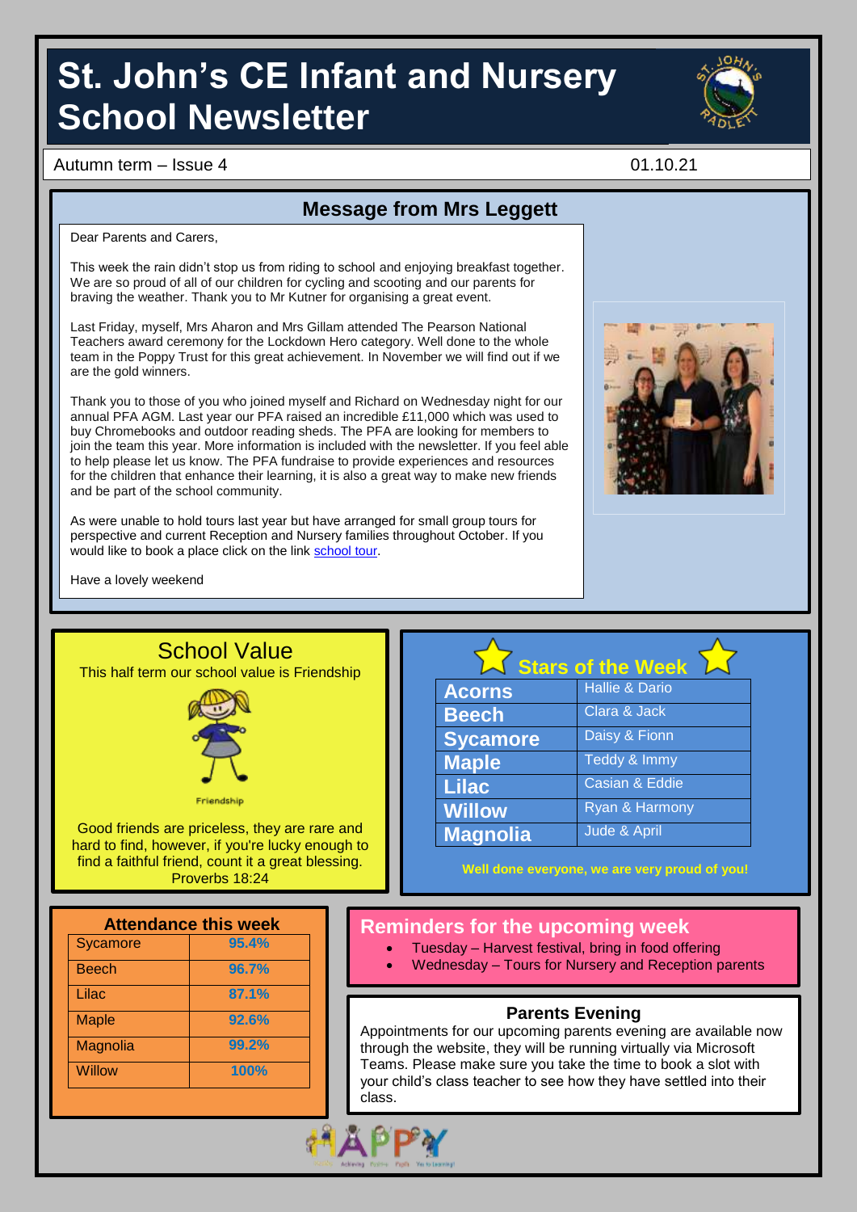# St. John's CE Infant and Nursery School Newsletter

Autumn term – Issue 4 01.10.21

## Message from Mrs Leggett

Dear Parents and Carers,

This week the rain didn't stop us from riding to school and enjoying breakfast together. We are so proud of all of our children for cycling and scooting and our parents for braving the weather. Thank you to Mr Kutner for organising a great event.

Last Friday, myself, Mrs Aharon and Mrs Gillam attended The Pearson National Teachers award ceremony for the Lockdown Hero category. Well done to the whole team in the Poppy Trust for this great achievement. In November we will find out if we are the gold winners.

Thank you to those of you who joined myself and Richard on Wednesday night for our annual PFA AGM. Last year our PFA raised an incredible £11,000 which was used to buy Chromebooks and outdoor reading sheds. The PFA are looking for members to join the team this year. More information is included with the newsletter. If you feel able to help please let us know. The PFA fundraise to provide experiences and resources for the children that enhance their learning, it is also a great way to make new friends and be part of the school community.

As were unable to hold tours last year but have arranged for small group tours for perspective and current Reception and Nursery families throughout October. If you would like to book a place click on the link school tour.

Have a lovely weekend

## School Value

This half term our school value is Friendship

Friendship

Good friends are priceless, they are rare and hard to find, however, if you're lucky enough to find a faithful friend, count it a great blessing. Proverbs 18:24

## Stars of the Week

| Class | Stars |
| --- | --- |
| Acorns | Hallie & Dario |
| Beech | Clara & Jack |
| Sycamore | Daisy & Fionn |
| Maple | Teddy & Immy |
| Lilac | Casian & Eddie |
| Willow | Ryan & Harmony |
| Magnolia | Jude & April |

**Well done everyone, we are very proud of you!**

## Attendance this week

| Class | Attendance |
| --- | --- |
| Sycamore | 95.4% |
| Beech | 96.7% |
| Lilac | 87.1% |
| Maple | 92.6% |
| Magnolia | 99.2% |
| Willow | 100% |

## Reminders for the upcoming week

- Tuesday – Harvest festival, bring in food offering
- Wednesday – Tours for Nursery and Reception parents

## Parents Evening

Appointments for our upcoming parents evening are available now through the website, they will be running virtually via Microsoft Teams. Please make sure you take the time to book a slot with your child's class teacher to see how they have settled into their class.

HAPPY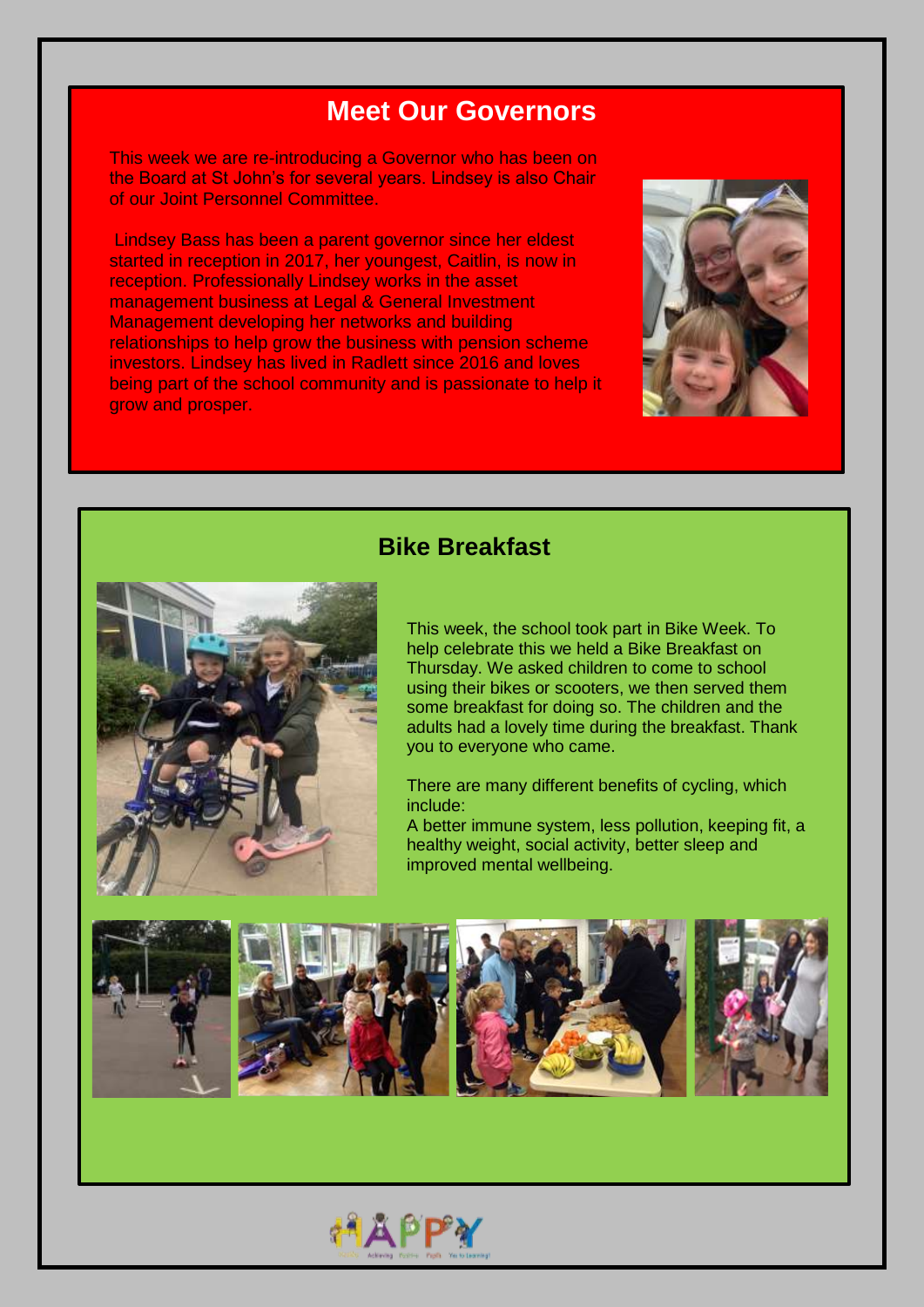## Meet Our Governors

This week we are re-introducing a Governor who has been on the Board at St John's for several years. Lindsey is also Chair of our Joint Personnel Committee.

Lindsey Bass has been a parent governor since her eldest started in reception in 2017, her youngest, Caitlin, is now in reception. Professionally Lindsey works in the asset management business at Legal & General Investment Management developing her networks and building relationships to help grow the business with pension scheme investors. Lindsey has lived in Radlett since 2016 and loves being part of the school community and is passionate to help it grow and prosper.

## Bike Breakfast

This week, the school took part in Bike Week. To help celebrate this we held a Bike Breakfast on Thursday. We asked children to come to school using their bikes or scooters, we then served them some breakfast for doing so. The children and the adults had a lovely time during the breakfast. Thank you to everyone who came.

There are many different benefits of cycling, which include:
A better immune system, less pollution, keeping fit, a healthy weight, social activity, better sleep and improved mental wellbeing.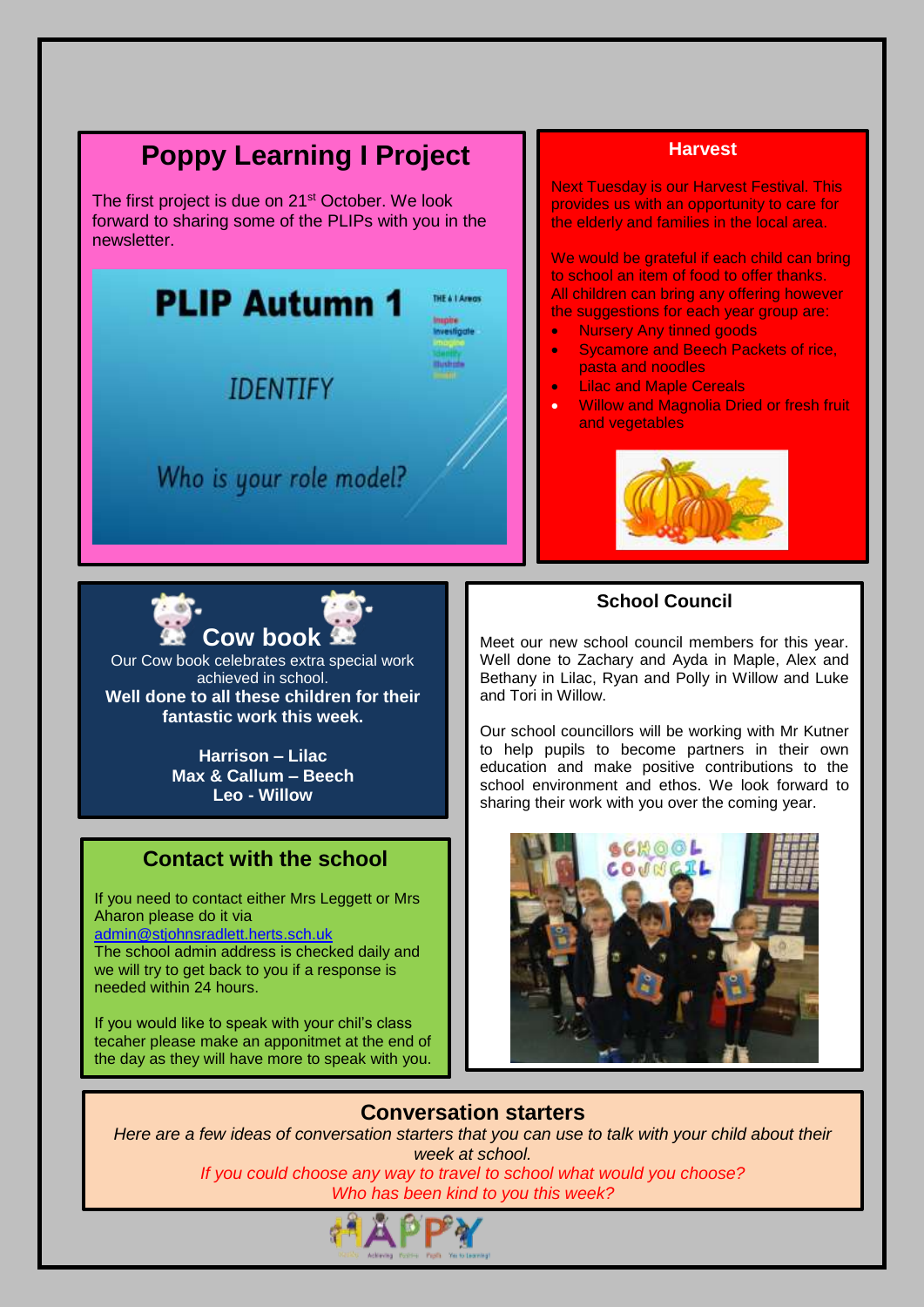## Poppy Learning I Project

The first project is due on 21st October. We look forward to sharing some of the PLIPs with you in the newsletter.

PLIP Autumn 1

IDENTIFY

Who is your role model?

## Harvest

Next Tuesday is our Harvest Festival. This provides us with an opportunity to care for the elderly and families in the local area.

We would be grateful if each child can bring to school an item of food to offer thanks. All children can bring any offering however the suggestions for each year group are:

- Nursery Any tinned goods
- Sycamore and Beech Packets of rice, pasta and noodles
- Lilac and Maple Cereals
- Willow and Magnolia Dried or fresh fruit and vegetables

## Cow book

Our Cow book celebrates extra special work achieved in school.

**Well done to all these children for their fantastic work this week.**

**Harrison – Lilac**
**Max & Callum – Beech**
**Leo - Willow**

## School Council

Meet our new school council members for this year. Well done to Zachary and Ayda in Maple, Alex and Bethany in Lilac, Ryan and Polly in Willow and Luke and Tori in Willow.

Our school councillors will be working with Mr Kutner to help pupils to become partners in their own education and make positive contributions to the school environment and ethos. We look forward to sharing their work with you over the coming year.

## Contact with the school

If you need to contact either Mrs Leggett or Mrs Aharon please do it via admin@stjohnsradlett.herts.sch.uk
The school admin address is checked daily and we will try to get back to you if a response is needed within 24 hours.

If you would like to speak with your chil's class tecaher please make an apponitmet at the end of the day as they will have more to speak with you.

## Conversation starters

*Here are a few ideas of conversation starters that you can use to talk with your child about their week at school.*

*If you could choose any way to travel to school what would you choose?*
*Who has been kind to you this week?*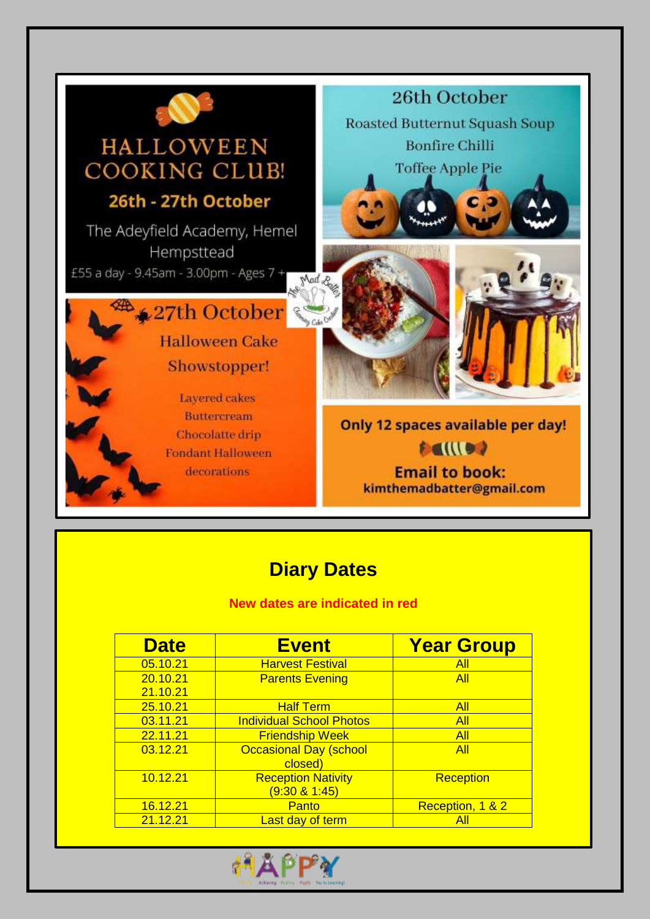# HALLOWEEN COOKING CLUB!

## 26th - 27th October

The Adeyfield Academy, Hemel Hempsttead

£55 a day - 9.45am - 3.00pm - Ages 7 +

### 26th October

Roasted Butternut Squash Soup

Bonfire Chilli

Toffee Apple Pie

### 27th October

Halloween Cake Showstopper!

Layered cakes

Buttercream

Chocolatte drip

Fondant Halloween decorations

**Only 12 spaces available per day!**

**Email to book:**
**kimthemadbatter@gmail.com**

## Diary Dates

**New dates are indicated in red**

| Date | Event | Year Group |
|---|---|---|
| 05.10.21 | Harvest Festival | All |
| 20.10.21<br>21.10.21 | Parents Evening | All |
| 25.10.21 | Half Term | All |
| 03.11.21 | Individual School Photos | All |
| 22.11.21 | Friendship Week | All |
| 03.12.21 | Occasional Day (school closed) | All |
| 10.12.21 | Reception Nativity (9:30 & 1:45) | Reception |
| 16.12.21 | Panto | Reception, 1 & 2 |
| 21.12.21 | Last day of term | All |